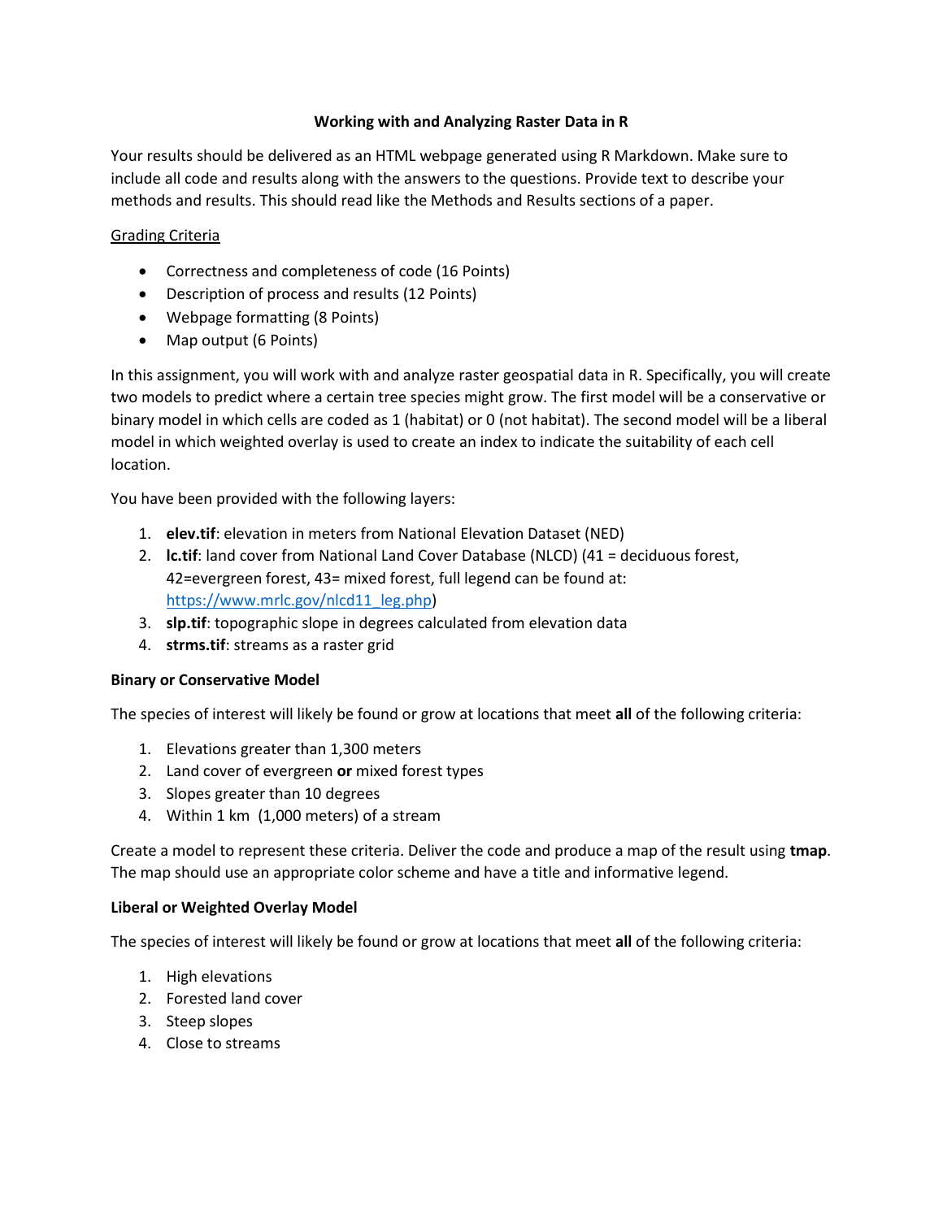# Working with and Analyzing Raster Data in R

Your results should be delivered as an HTML webpage generated using R Markdown. Make sure to include all code and results along with the answers to the questions. Provide text to describe your methods and results. This should read like the Methods and Results sections of a paper.

## Grading Criteria

- Correctness and completeness of code (16 Points)
- Description of process and results (12 Points)
- Webpage formatting (8 Points)
- Map output (6 Points)

In this assignment, you will work with and analyze raster geospatial data in R. Specifically, you will create two models to predict where a certain tree species might grow. The first model will be a conservative or binary model in which cells are coded as 1 (habitat) or 0 (not habitat). The second model will be a liberal model in which weighted overlay is used to create an index to indicate the suitability of each cell location.

You have been provided with the following layers:

1. **elev.tif**: elevation in meters from National Elevation Dataset (NED)
2. **lc.tif**: land cover from National Land Cover Database (NLCD) (41 = deciduous forest, 42=evergreen forest, 43= mixed forest, full legend can be found at: https://www.mrlc.gov/nlcd11_leg.php)
3. **slp.tif**: topographic slope in degrees calculated from elevation data
4. **strms.tif**: streams as a raster grid

### Binary or Conservative Model

The species of interest will likely be found or grow at locations that meet **all** of the following criteria:

1. Elevations greater than 1,300 meters
2. Land cover of evergreen **or** mixed forest types
3. Slopes greater than 10 degrees
4. Within 1 km (1,000 meters) of a stream

Create a model to represent these criteria. Deliver the code and produce a map of the result using **tmap**. The map should use an appropriate color scheme and have a title and informative legend.

### Liberal or Weighted Overlay Model

The species of interest will likely be found or grow at locations that meet **all** of the following criteria:

1. High elevations
2. Forested land cover
3. Steep slopes
4. Close to streams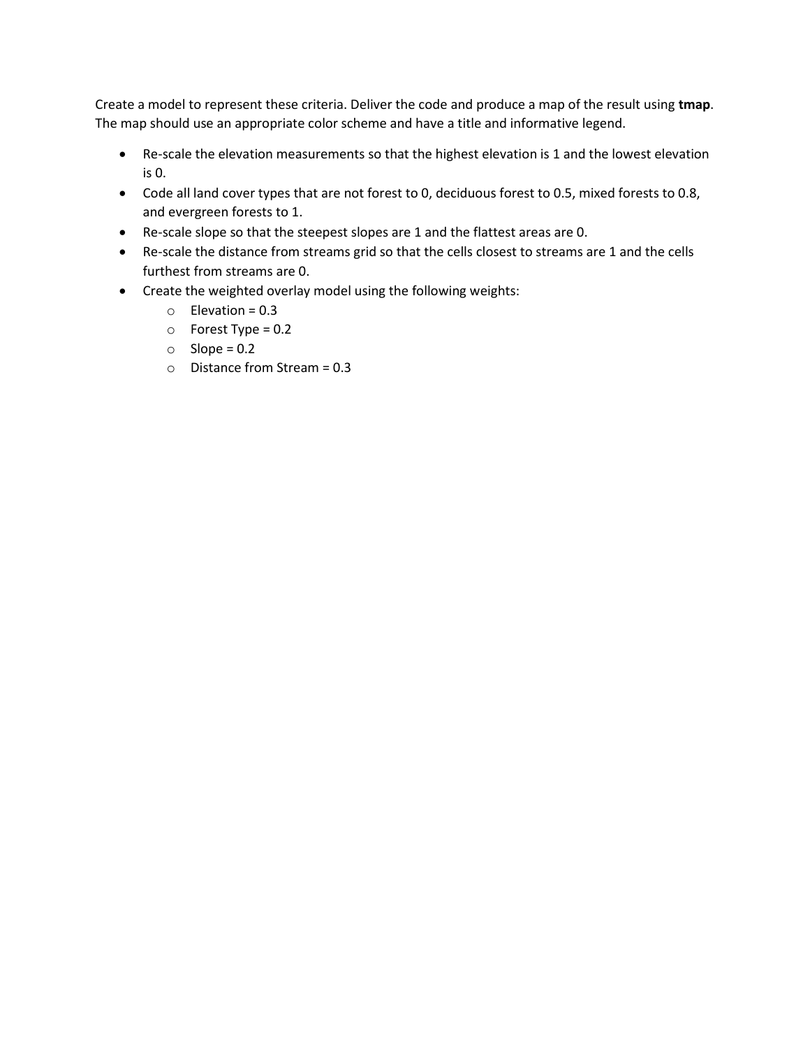Create a model to represent these criteria. Deliver the code and produce a map of the result using **tmap**. The map should use an appropriate color scheme and have a title and informative legend.

- Re-scale the elevation measurements so that the highest elevation is 1 and the lowest elevation is 0.
- Code all land cover types that are not forest to 0, deciduous forest to 0.5, mixed forests to 0.8, and evergreen forests to 1.
- Re-scale slope so that the steepest slopes are 1 and the flattest areas are 0.
- Re-scale the distance from streams grid so that the cells closest to streams are 1 and the cells furthest from streams are 0.
- Create the weighted overlay model using the following weights:
  - Elevation = 0.3
  - Forest Type = 0.2
  - Slope = 0.2
  - Distance from Stream = 0.3